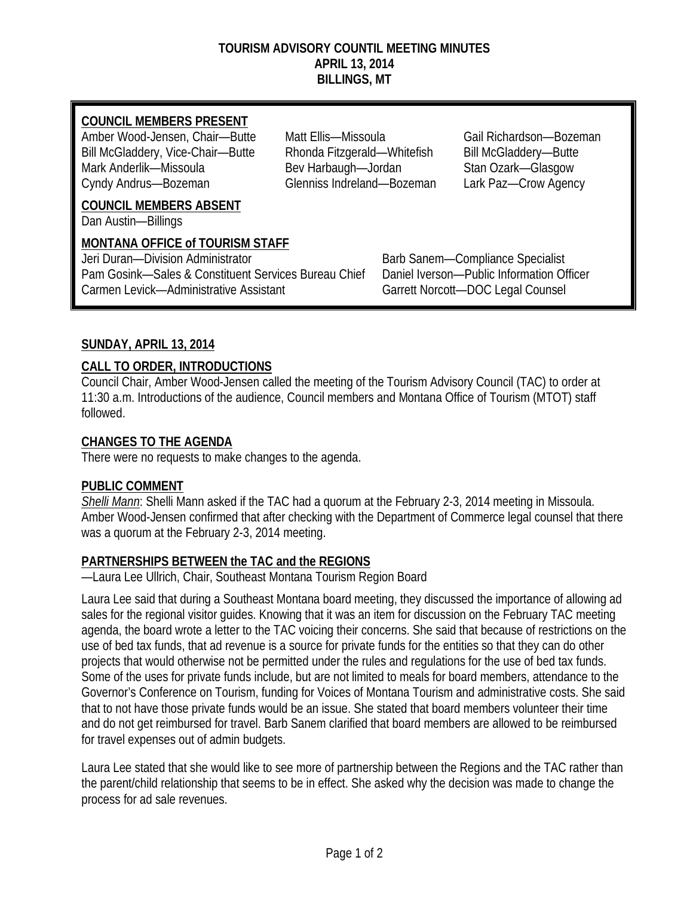# TOURISM ADVISORY COUNTIL MEETING MINUTES
## APRIL 13, 2014
## BILLINGS, MT

**COUNCIL MEMBERS PRESENT**

Amber Wood-Jensen, Chair—Butte
Bill McGladdery, Vice-Chair—Butte
Mark Anderlik—Missoula
Cyndy Andrus—Bozeman
Matt Ellis—Missoula
Rhonda Fitzgerald—Whitefish
Bev Harbaugh—Jordan
Glenniss Indreland—Bozeman
Gail Richardson—Bozeman
Bill McGladdery—Butte
Stan Ozark—Glasgow
Lark Paz—Crow Agency

**COUNCIL MEMBERS ABSENT**

Dan Austin—Billings

**MONTANA OFFICE of TOURISM STAFF**

Jeri Duran—Division Administrator
Pam Gosink—Sales & Constituent Services Bureau Chief
Carmen Levick—Administrative Assistant
Barb Sanem—Compliance Specialist
Daniel Iverson—Public Information Officer
Garrett Norcott—DOC Legal Counsel

**SUNDAY, APRIL 13, 2014**

**CALL TO ORDER, INTRODUCTIONS**

Council Chair, Amber Wood-Jensen called the meeting of the Tourism Advisory Council (TAC) to order at 11:30 a.m. Introductions of the audience, Council members and Montana Office of Tourism (MTOT) staff followed.

**CHANGES TO THE AGENDA**

There were no requests to make changes to the agenda.

**PUBLIC COMMENT**

*Shelli Mann*: Shelli Mann asked if the TAC had a quorum at the February 2-3, 2014 meeting in Missoula. Amber Wood-Jensen confirmed that after checking with the Department of Commerce legal counsel that there was a quorum at the February 2-3, 2014 meeting.

**PARTNERSHIPS BETWEEN the TAC and the REGIONS**

—Laura Lee Ullrich, Chair, Southeast Montana Tourism Region Board

Laura Lee said that during a Southeast Montana board meeting, they discussed the importance of allowing ad sales for the regional visitor guides. Knowing that it was an item for discussion on the February TAC meeting agenda, the board wrote a letter to the TAC voicing their concerns. She said that because of restrictions on the use of bed tax funds, that ad revenue is a source for private funds for the entities so that they can do other projects that would otherwise not be permitted under the rules and regulations for the use of bed tax funds. Some of the uses for private funds include, but are not limited to meals for board members, attendance to the Governor's Conference on Tourism, funding for Voices of Montana Tourism and administrative costs. She said that to not have those private funds would be an issue. She stated that board members volunteer their time and do not get reimbursed for travel. Barb Sanem clarified that board members are allowed to be reimbursed for travel expenses out of admin budgets.

Laura Lee stated that she would like to see more of partnership between the Regions and the TAC rather than the parent/child relationship that seems to be in effect. She asked why the decision was made to change the process for ad sale revenues.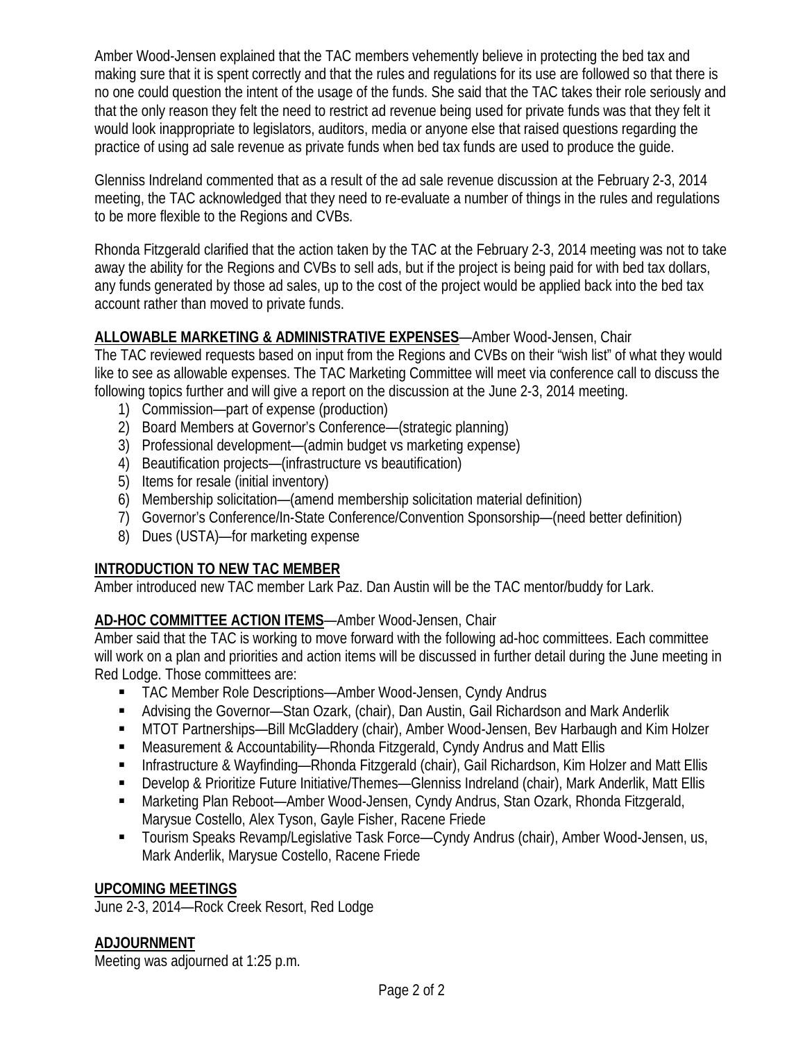Amber Wood-Jensen explained that the TAC members vehemently believe in protecting the bed tax and making sure that it is spent correctly and that the rules and regulations for its use are followed so that there is no one could question the intent of the usage of the funds. She said that the TAC takes their role seriously and that the only reason they felt the need to restrict ad revenue being used for private funds was that they felt it would look inappropriate to legislators, auditors, media or anyone else that raised questions regarding the practice of using ad sale revenue as private funds when bed tax funds are used to produce the guide.

Glenniss Indreland commented that as a result of the ad sale revenue discussion at the February 2-3, 2014 meeting, the TAC acknowledged that they need to re-evaluate a number of things in the rules and regulations to be more flexible to the Regions and CVBs.

Rhonda Fitzgerald clarified that the action taken by the TAC at the February 2-3, 2014 meeting was not to take away the ability for the Regions and CVBs to sell ads, but if the project is being paid for with bed tax dollars, any funds generated by those ad sales, up to the cost of the project would be applied back into the bed tax account rather than moved to private funds.

**ALLOWABLE MARKETING & ADMINISTRATIVE EXPENSES**—Amber Wood-Jensen, Chair

The TAC reviewed requests based on input from the Regions and CVBs on their "wish list" of what they would like to see as allowable expenses. The TAC Marketing Committee will meet via conference call to discuss the following topics further and will give a report on the discussion at the June 2-3, 2014 meeting.

1) Commission—part of expense (production)
2) Board Members at Governor's Conference—(strategic planning)
3) Professional development—(admin budget vs marketing expense)
4) Beautification projects—(infrastructure vs beautification)
5) Items for resale (initial inventory)
6) Membership solicitation—(amend membership solicitation material definition)
7) Governor's Conference/In-State Conference/Convention Sponsorship—(need better definition)
8) Dues (USTA)—for marketing expense

**INTRODUCTION TO NEW TAC MEMBER**

Amber introduced new TAC member Lark Paz. Dan Austin will be the TAC mentor/buddy for Lark.

**AD-HOC COMMITTEE ACTION ITEMS**—Amber Wood-Jensen, Chair

Amber said that the TAC is working to move forward with the following ad-hoc committees. Each committee will work on a plan and priorities and action items will be discussed in further detail during the June meeting in Red Lodge. Those committees are:

- TAC Member Role Descriptions—Amber Wood-Jensen, Cyndy Andrus
- Advising the Governor—Stan Ozark, (chair), Dan Austin, Gail Richardson and Mark Anderlik
- MTOT Partnerships—Bill McGladdery (chair), Amber Wood-Jensen, Bev Harbaugh and Kim Holzer
- Measurement & Accountability—Rhonda Fitzgerald, Cyndy Andrus and Matt Ellis
- Infrastructure & Wayfinding—Rhonda Fitzgerald (chair), Gail Richardson, Kim Holzer and Matt Ellis
- Develop & Prioritize Future Initiative/Themes—Glenniss Indreland (chair), Mark Anderlik, Matt Ellis
- Marketing Plan Reboot—Amber Wood-Jensen, Cyndy Andrus, Stan Ozark, Rhonda Fitzgerald, Marysue Costello, Alex Tyson, Gayle Fisher, Racene Friede
- Tourism Speaks Revamp/Legislative Task Force—Cyndy Andrus (chair), Amber Wood-Jensen, us, Mark Anderlik, Marysue Costello, Racene Friede

**UPCOMING MEETINGS**

June 2-3, 2014—Rock Creek Resort, Red Lodge

**ADJOURNMENT**

Meeting was adjourned at 1:25 p.m.